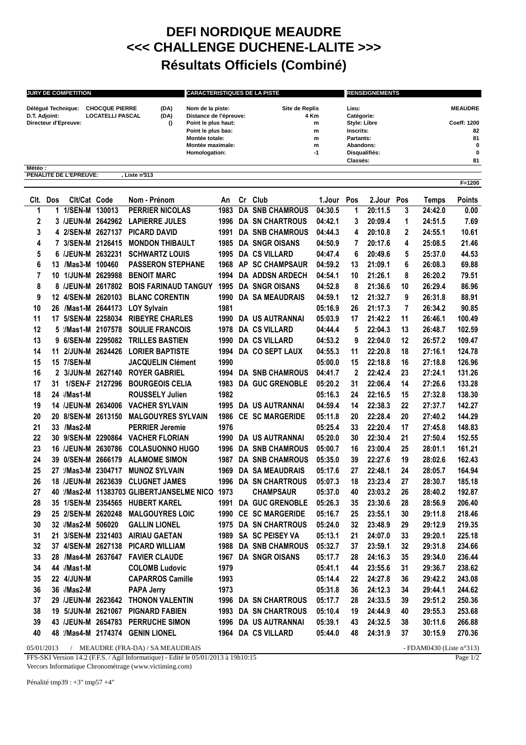# DEFI NORDIQUE MEAUDRE
# <<< CHALLENGE DUCHENE-LALITE >>>
## Résultats Officiels (Combiné)

| JURY DE COMPETITION | | | CARACTERISTIQUES DE LA PISTE | | RENSEIGNEMENTS | |
|---|---|---|---|---|---|---|
| Délégué Technique: | CHOCQUE PIERRE | (DA) | Nom de la piste: | Site de Replis | Lieu: | MEAUDRE |
| D.T. Adjoint: | LOCATELLI PASCAL | (DA) | Distance de l'épreuve: | 4 Km | Catégorie: | |
| Directeur d'Epreuve: | | () | Point le plus haut: | m | Style: Libre | Coeff: 1200 |
| | | | Point le plus bas: | m | Inscrits: | 82 |
| | | | Montée totale: | m | Partants: | 81 |
| | | | Montée maximale: | m | Abandons: | 0 |
| | | | Homologation: | -1 | Disqualifiés: | 0 |
| | | | | | Classés: | 81 |

Météo :

PENALITE DE L'EPREUVE: , Liste n°313

F=1200

| Clt. | Dos | Clt/Cat | Code | Nom - Prénom | An | Cr | Club | 1.Jour | Pos | 2.Jour | Pos | Temps | Points |
|---|---|---|---|---|---|---|---|---|---|---|---|---|---|
| 1 | 1 | 1/SEN-M | 130013 | PERRIER NICOLAS | 1983 | DA | SNB CHAMROUS | 04:30.5 | 1 | 20:11.5 | 3 | 24:42.0 | 0.00 |
| 2 | 3 | /JEUN-M | 2642962 | LAPIERRE JULES | 1996 | DA | SN CHARTROUS | 04:42.1 | 3 | 20:09.4 | 1 | 24:51.5 | 7.69 |
| 3 | 4 | 2/SEN-M | 2627137 | PICARD DAVID | 1991 | DA | SNB CHAMROUS | 04:44.3 | 4 | 20:10.8 | 2 | 24:55.1 | 10.61 |
| 4 | 7 | 3/SEN-M | 2126415 | MONDON THIBAULT | 1985 | DA | SNGR OISANS | 04:50.9 | 7 | 20:17.6 | 4 | 25:08.5 | 21.46 |
| 5 | 6 | /JEUN-M | 2632231 | SCHWARTZ LOUIS | 1995 | DA | CS VILLARD | 04:47.4 | 6 | 20:49.6 | 5 | 25:37.0 | 44.53 |
| 6 | 13 | /Mas3-M | 100460 | PASSERON STEPHANE | 1968 | AP | SC CHAMPSAUR | 04:59.2 | 13 | 21:09.1 | 6 | 26:08.3 | 69.88 |
| 7 | 10 | 1/JUN-M | 2629988 | BENOIT MARC | 1994 | DA | ADDSN ARDECH | 04:54.1 | 10 | 21:26.1 | 8 | 26:20.2 | 79.51 |
| 8 | 8 | /JEUN-M | 2617802 | BOIS FARINAUD TANGUY | 1995 | DA | SNGR OISANS | 04:52.8 | 8 | 21:36.6 | 10 | 26:29.4 | 86.96 |
| 9 | 12 | 4/SEN-M | 2620103 | BLANC CORENTIN | 1990 | DA | SA MEAUDRAIS | 04:59.1 | 12 | 21:32.7 | 9 | 26:31.8 | 88.91 |
| 10 | 26 | /Mas1-M | 2644173 | LOY Sylvain | 1981 | | | 05:16.9 | 26 | 21:17.3 | 7 | 26:34.2 | 90.85 |
| 11 | 17 | 5/SEN-M | 2258034 | RIBEYRE CHARLES | 1990 | DA | US AUTRANNAI | 05:03.9 | 17 | 21:42.2 | 11 | 26:46.1 | 100.49 |
| 12 | 5 | /Mas1-M | 2107578 | SOULIE FRANCOIS | 1978 | DA | CS VILLARD | 04:44.4 | 5 | 22:04.3 | 13 | 26:48.7 | 102.59 |
| 13 | 9 | 6/SEN-M | 2295082 | TRILLES BASTIEN | 1990 | DA | CS VILLARD | 04:53.2 | 9 | 22:04.0 | 12 | 26:57.2 | 109.47 |
| 14 | 11 | 2/JUN-M | 2624426 | LORIER BAPTISTE | 1994 | DA | CO SEPT LAUX | 04:55.3 | 11 | 22:20.8 | 18 | 27:16.1 | 124.78 |
| 15 | 15 | 7/SEN-M | | JACQUELIN Clément | 1990 | | | 05:00.0 | 15 | 22:18.8 | 16 | 27:18.8 | 126.96 |
| 16 | 2 | 3/JUN-M | 2627140 | ROYER GABRIEL | 1994 | DA | SNB CHAMROUS | 04:41.7 | 2 | 22:42.4 | 23 | 27:24.1 | 131.26 |
| 17 | 31 | 1/SEN-F | 2127296 | BOURGEOIS CELIA | 1983 | DA | GUC GRENOBLE | 05:20.2 | 31 | 22:06.4 | 14 | 27:26.6 | 133.28 |
| 18 | 24 | /Mas1-M | | ROUSSELY Julien | 1982 | | | 05:16.3 | 24 | 22:16.5 | 15 | 27:32.8 | 138.30 |
| 19 | 14 | /JEUN-M | 2634006 | VACHER SYLVAIN | 1995 | DA | US AUTRANNAI | 04:59.4 | 14 | 22:38.3 | 22 | 27:37.7 | 142.27 |
| 20 | 20 | 8/SEN-M | 2613150 | MALGOUYRES SYLVAIN | 1986 | CE | SC MARGERIDE | 05:11.8 | 20 | 22:28.4 | 20 | 27:40.2 | 144.29 |
| 21 | 33 | /Mas2-M | | PERRIER Jeremie | 1976 | | | 05:25.4 | 33 | 22:20.4 | 17 | 27:45.8 | 148.83 |
| 22 | 30 | 9/SEN-M | 2290864 | VACHER FLORIAN | 1990 | DA | US AUTRANNAI | 05:20.0 | 30 | 22:30.4 | 21 | 27:50.4 | 152.55 |
| 23 | 16 | /JEUN-M | 2630786 | COLASUONNO HUGO | 1996 | DA | SNB CHAMROUS | 05:00.7 | 16 | 23:00.4 | 25 | 28:01.1 | 161.21 |
| 24 | 39 | 0/SEN-M | 2666179 | ALAMOME SIMON | 1987 | DA | SNB CHAMROUS | 05:35.0 | 39 | 22:27.6 | 19 | 28:02.6 | 162.43 |
| 25 | 27 | /Mas3-M | 2304717 | MUNOZ SYLVAIN | 1969 | DA | SA MEAUDRAIS | 05:17.6 | 27 | 22:48.1 | 24 | 28:05.7 | 164.94 |
| 26 | 18 | /JEUN-M | 2623639 | CLUGNET JAMES | 1996 | DA | SN CHARTROUS | 05:07.3 | 18 | 23:23.4 | 27 | 28:30.7 | 185.18 |
| 27 | 40 | /Mas2-M | 11383703 | GLIBERTJANSELME NICO | 1973 | | CHAMPSAUR | 05:37.0 | 40 | 23:03.2 | 26 | 28:40.2 | 192.87 |
| 28 | 35 | 1/SEN-M | 2354565 | HUBERT KAREL | 1991 | DA | GUC GRENOBLE | 05:26.3 | 35 | 23:30.6 | 28 | 28:56.9 | 206.40 |
| 29 | 25 | 2/SEN-M | 2620248 | MALGOUYRES LOIC | 1990 | CE | SC MARGERIDE | 05:16.7 | 25 | 23:55.1 | 30 | 29:11.8 | 218.46 |
| 30 | 32 | /Mas2-M | 506020 | GALLIN LIONEL | 1975 | DA | SN CHARTROUS | 05:24.0 | 32 | 23:48.9 | 29 | 29:12.9 | 219.35 |
| 31 | 21 | 3/SEN-M | 2321403 | AIRIAU GAETAN | 1989 | SA | SC PEISEY VA | 05:13.1 | 21 | 24:07.0 | 33 | 29:20.1 | 225.18 |
| 32 | 37 | 4/SEN-M | 2627138 | PICARD WILLIAM | 1988 | DA | SNB CHAMROUS | 05:32.7 | 37 | 23:59.1 | 32 | 29:31.8 | 234.66 |
| 33 | 28 | /Mas4-M | 2637647 | FAVIER CLAUDE | 1967 | DA | SNGR OISANS | 05:17.7 | 28 | 24:16.3 | 35 | 29:34.0 | 236.44 |
| 34 | 44 | /Mas1-M | | COLOMB Ludovic | 1979 | | | 05:41.1 | 44 | 23:55.6 | 31 | 29:36.7 | 238.62 |
| 35 | 22 | 4/JUN-M | | CAPARROS Camille | 1993 | | | 05:14.4 | 22 | 24:27.8 | 36 | 29:42.2 | 243.08 |
| 36 | 36 | /Mas2-M | | PAPA Jerry | 1973 | | | 05:31.8 | 36 | 24:12.3 | 34 | 29:44.1 | 244.62 |
| 37 | 29 | /JEUN-M | 2623642 | THONON VALENTIN | 1996 | DA | SN CHARTROUS | 05:17.7 | 28 | 24:33.5 | 39 | 29:51.2 | 250.36 |
| 38 | 19 | 5/JUN-M | 2621067 | PIGNARD FABIEN | 1993 | DA | SN CHARTROUS | 05:10.4 | 19 | 24:44.9 | 40 | 29:55.3 | 253.68 |
| 39 | 43 | /JEUN-M | 2654783 | PERRUCHE SIMON | 1996 | DA | US AUTRANNAI | 05:39.1 | 43 | 24:32.5 | 38 | 30:11.6 | 266.88 |
| 40 | 48 | /Mas4-M | 2174374 | GENIN LIONEL | 1964 | DA | CS VILLARD | 05:44.0 | 48 | 24:31.9 | 37 | 30:15.9 | 270.36 |

05/01/2013 / MEAUDRE (FRA-DA) / SA MEAUDRAIS - FDAM0430 (Liste n°313)

FFS-SKI Version 14.2 (F.F.S. / Agil Informatique) - Edité le 05/01/2013 à 19h10:15

Vercors Informatique Chronométrage (www.victiming.com)

Pénalité tmp39 : +3" tmp57 +4"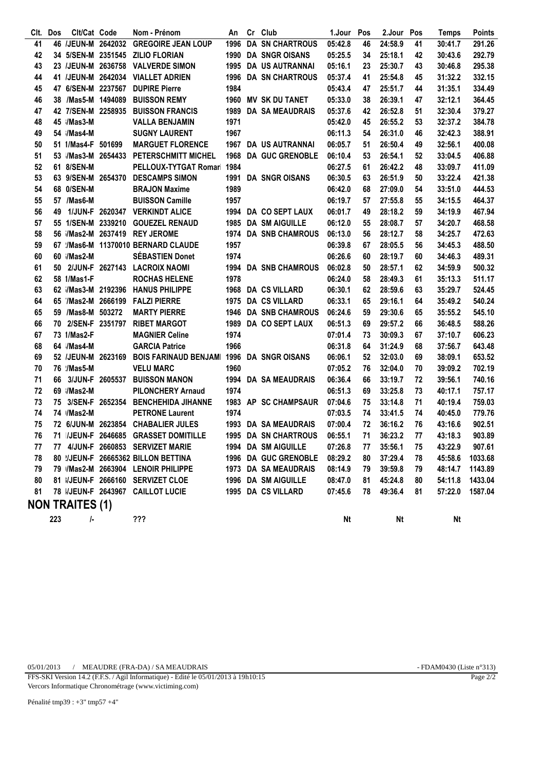| Clt. | Dos | Clt/Cat | Code | Nom - Prénom | An | Cr | Club | 1.Jour | Pos | 2.Jour | Pos | Temps | Points |
|---|---|---|---|---|---|---|---|---|---|---|---|---|---|
| 41 | 46 | /JEUN-M | 2642032 | GREGOIRE JEAN LOUP | 1996 | DA | SN CHARTROUS | 05:42.8 | 46 | 24:58.9 | 41 | 30:41.7 | 291.26 |
| 42 | 34 | 5/SEN-M | 2351545 | ZILIO FLORIAN | 1990 | DA | SNGR OISANS | 05:25.5 | 34 | 25:18.1 | 42 | 30:43.6 | 292.79 |
| 43 | 23 | /JEUN-M | 2636758 | VALVERDE SIMON | 1995 | DA | US AUTRANNAI | 05:16.1 | 23 | 25:30.7 | 43 | 30:46.8 | 295.38 |
| 44 | 41 | /JEUN-M | 2642034 | VIALLET ADRIEN | 1996 | DA | SN CHARTROUS | 05:37.4 | 41 | 25:54.8 | 45 | 31:32.2 | 332.15 |
| 45 | 47 | 6/SEN-M | 2237567 | DUPIRE Pierre | 1984 | | | 05:43.4 | 47 | 25:51.7 | 44 | 31:35.1 | 334.49 |
| 46 | 38 | /Mas5-M | 1494089 | BUISSON REMY | 1960 | MV | SK DU TANET | 05:33.0 | 38 | 26:39.1 | 47 | 32:12.1 | 364.45 |
| 47 | 42 | 7/SEN-M | 2258935 | BUISSON FRANCIS | 1989 | DA | SA MEAUDRAIS | 05:37.6 | 42 | 26:52.8 | 51 | 32:30.4 | 379.27 |
| 48 | 45 | /Mas3-M | | VALLA BENJAMIN | 1971 | | | 05:42.0 | 45 | 26:55.2 | 53 | 32:37.2 | 384.78 |
| 49 | 54 | /Mas4-M | | SUGNY LAURENT | 1967 | | | 06:11.3 | 54 | 26:31.0 | 46 | 32:42.3 | 388.91 |
| 50 | 51 | 1/Mas4-F | 501699 | MARGUET FLORENCE | 1967 | DA | US AUTRANNAI | 06:05.7 | 51 | 26:50.4 | 49 | 32:56.1 | 400.08 |
| 51 | 53 | /Mas3-M | 2654433 | PETERSCHMITT MICHEL | 1968 | DA | GUC GRENOBLE | 06:10.4 | 53 | 26:54.1 | 52 | 33:04.5 | 406.88 |
| 52 | 61 | 8/SEN-M | | PELLOUX-TYTGAT Romari | 1984 | | | 06:27.5 | 61 | 26:42.2 | 48 | 33:09.7 | 411.09 |
| 53 | 63 | 9/SEN-M | 2654370 | DESCAMPS SIMON | 1991 | DA | SNGR OISANS | 06:30.5 | 63 | 26:51.9 | 50 | 33:22.4 | 421.38 |
| 54 | 68 | 0/SEN-M | | BRAJON Maxime | 1989 | | | 06:42.0 | 68 | 27:09.0 | 54 | 33:51.0 | 444.53 |
| 55 | 57 | /Mas6-M | | BUISSON Camille | 1957 | | | 06:19.7 | 57 | 27:55.8 | 55 | 34:15.5 | 464.37 |
| 56 | 49 | 1/JUN-F | 2620347 | VERKINDT ALICE | 1994 | DA | CO SEPT LAUX | 06:01.7 | 49 | 28:18.2 | 59 | 34:19.9 | 467.94 |
| 57 | 55 | 1/SEN-M | 2339210 | GOUEZEL RENAUD | 1985 | DA | SM AIGUILLE | 06:12.0 | 55 | 28:08.7 | 57 | 34:20.7 | 468.58 |
| 58 | 56 | /Mas2-M | 2637419 | REY JEROME | 1974 | DA | SNB CHAMROUS | 06:13.0 | 56 | 28:12.7 | 58 | 34:25.7 | 472.63 |
| 59 | 67 | /Mas6-M | 11370010 | BERNARD CLAUDE | 1957 | | | 06:39.8 | 67 | 28:05.5 | 56 | 34:45.3 | 488.50 |
| 60 | 60 | /Mas2-M | | SÉBASTIEN Donet | 1974 | | | 06:26.6 | 60 | 28:19.7 | 60 | 34:46.3 | 489.31 |
| 61 | 50 | 2/JUN-F | 2627143 | LACROIX NAOMI | 1994 | DA | SNB CHAMROUS | 06:02.8 | 50 | 28:57.1 | 62 | 34:59.9 | 500.32 |
| 62 | 58 | 1/Mas1-F | | ROCHAS HELENE | 1978 | | | 06:24.0 | 58 | 28:49.3 | 61 | 35:13.3 | 511.17 |
| 63 | 62 | /Mas3-M | 2192396 | HANUS PHILIPPE | 1968 | DA | CS VILLARD | 06:30.1 | 62 | 28:59.6 | 63 | 35:29.7 | 524.45 |
| 64 | 65 | /Mas2-M | 2666199 | FALZI PIERRE | 1975 | DA | CS VILLARD | 06:33.1 | 65 | 29:16.1 | 64 | 35:49.2 | 540.24 |
| 65 | 59 | /Mas8-M | 503272 | MARTY PIERRE | 1946 | DA | SNB CHAMROUS | 06:24.6 | 59 | 29:30.6 | 65 | 35:55.2 | 545.10 |
| 66 | 70 | 2/SEN-F | 2351797 | RIBET MARGOT | 1989 | DA | CO SEPT LAUX | 06:51.3 | 69 | 29:57.2 | 66 | 36:48.5 | 588.26 |
| 67 | 73 | 1/Mas2-F | | MAGNIER Celine | 1974 | | | 07:01.4 | 73 | 30:09.3 | 67 | 37:10.7 | 606.23 |
| 68 | 64 | /Mas4-M | | GARCIA Patrice | 1966 | | | 06:31.8 | 64 | 31:24.9 | 68 | 37:56.7 | 643.48 |
| 69 | 52 | /JEUN-M | 2623169 | BOIS FARINAUD BENJAMI | 1996 | DA | SNGR OISANS | 06:06.1 | 52 | 32:03.0 | 69 | 38:09.1 | 653.52 |
| 70 | 76 | /Mas5-M | | VELU MARC | 1960 | | | 07:05.2 | 76 | 32:04.0 | 70 | 39:09.2 | 702.19 |
| 71 | 66 | 3/JUN-F | 2605537 | BUISSON MANON | 1994 | DA | SA MEAUDRAIS | 06:36.4 | 66 | 33:19.7 | 72 | 39:56.1 | 740.16 |
| 72 | 69 | /Mas2-M | | PILONCHERY Arnaud | 1974 | | | 06:51.3 | 69 | 33:25.8 | 73 | 40:17.1 | 757.17 |
| 73 | 75 | 3/SEN-F | 2652354 | BENCHEHIDA JIHANNE | 1983 | AP | SC CHAMPSAUR | 07:04.6 | 75 | 33:14.8 | 71 | 40:19.4 | 759.03 |
| 74 | 74 | /Mas2-M | | PETRONE Laurent | 1974 | | | 07:03.5 | 74 | 33:41.5 | 74 | 40:45.0 | 779.76 |
| 75 | 72 | 6/JUN-M | 2623854 | CHABALIER JULES | 1993 | DA | SA MEAUDRAIS | 07:00.4 | 72 | 36:16.2 | 76 | 43:16.6 | 902.51 |
| 76 | 71 | /JEUN-F | 2646685 | GRASSET DOMITILLE | 1995 | DA | SN CHARTROUS | 06:55.1 | 71 | 36:23.2 | 77 | 43:18.3 | 903.89 |
| 77 | 77 | 4/JUN-F | 2660853 | SERVIZET MARIE | 1994 | DA | SM AIGUILLE | 07:26.8 | 77 | 35:56.1 | 75 | 43:22.9 | 907.61 |
| 78 | 80 | /JEUN-F | 26665362 | BILLON BETTINA | 1996 | DA | GUC GRENOBLE | 08:29.2 | 80 | 37:29.4 | 78 | 45:58.6 | 1033.68 |
| 79 | 79 | /Mas2-M | 2663904 | LENOIR PHILIPPE | 1973 | DA | SA MEAUDRAIS | 08:14.9 | 79 | 39:59.8 | 79 | 48:14.7 | 1143.89 |
| 80 | 81 | /JEUN-F | 2666160 | SERVIZET CLOE | 1996 | DA | SM AIGUILLE | 08:47.0 | 81 | 45:24.8 | 80 | 54:11.8 | 1433.04 |
| 81 | 78 | /JEUN-F | 2643967 | CAILLOT LUCIE | 1995 | DA | CS VILLARD | 07:45.6 | 78 | 49:36.4 | 81 | 57:22.0 | 1587.04 |

## NON TRAITES (1)

| Dos | Clt/Cat | Nom - Prénom | 1.Jour | 2.Jour | Temps |
|---|---|---|---|---|---|
| 223 | /- | ??? | Nt | Nt | Nt |

05/01/2013 / MEAUDRE (FRA-DA) / SA MEAUDRAIS - FDAM0430 (Liste n°313)

FFS-SKI Version 14.2 (F.F.S. / Agil Informatique) - Edité le 05/01/2013 à 19h10:15

Vercors Informatique Chronométrage (www.victiming.com)

Pénalité tmp39 : +3" tmp57 +4"